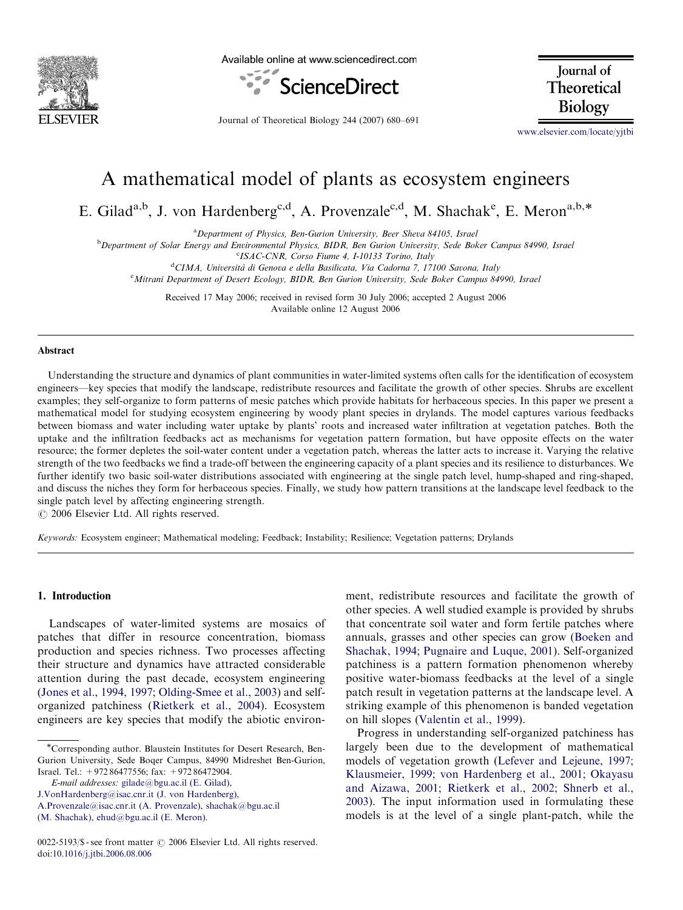# A mathematical model of plants as ecosystem engineers

E. Gilad[a,b], J. von Hardenberg[c,d], A. Provenzale[c,d], M. Shachak[e], E. Meron[a,b,*]

[a]Department of Physics, Ben-Gurion University, Beer Sheva 84105, Israel

[b]Department of Solar Energy and Environmental Physics, BIDR, Ben Gurion University, Sede Boker Campus 84990, Israel

[c]ISAC-CNR, Corso Fiume 4, I-10133 Torino, Italy

[d]CIMA, Università di Genova e della Basilicata, Via Cadorna 7, 17100 Savona, Italy

[e]Mitrani Department of Desert Ecology, BIDR, Ben Gurion University, Sede Boker Campus 84990, Israel

Received 17 May 2006; received in revised form 30 July 2006; accepted 2 August 2006

Available online 12 August 2006

## Abstract

Understanding the structure and dynamics of plant communities in water-limited systems often calls for the identification of ecosystem engineers—key species that modify the landscape, redistribute resources and facilitate the growth of other species. Shrubs are excellent examples; they self-organize to form patterns of mesic patches which provide habitats for herbaceous species. In this paper we present a mathematical model for studying ecosystem engineering by woody plant species in drylands. The model captures various feedbacks between biomass and water including water uptake by plants' roots and increased water infiltration at vegetation patches. Both the uptake and the infiltration feedbacks act as mechanisms for vegetation pattern formation, but have opposite effects on the water resource; the former depletes the soil-water content under a vegetation patch, whereas the latter acts to increase it. Varying the relative strength of the two feedbacks we find a trade-off between the engineering capacity of a plant species and its resilience to disturbances. We further identify two basic soil-water distributions associated with engineering at the single patch level, hump-shaped and ring-shaped, and discuss the niches they form for herbaceous species. Finally, we study how pattern transitions at the landscape level feedback to the single patch level by affecting engineering strength.

© 2006 Elsevier Ltd. All rights reserved.

*Keywords:* Ecosystem engineer; Mathematical modeling; Feedback; Instability; Resilience; Vegetation patterns; Drylands

## 1. Introduction

Landscapes of water-limited systems are mosaics of patches that differ in resource concentration, biomass production and species richness. Two processes affecting their structure and dynamics have attracted considerable attention during the past decade, ecosystem engineering (Jones et al., 1994, 1997; Olding-Smee et al., 2003) and self-organized patchiness (Rietkerk et al., 2004). Ecosystem engineers are key species that modify the abiotic environment, redistribute resources and facilitate the growth of other species. A well studied example is provided by shrubs that concentrate soil water and form fertile patches where annuals, grasses and other species can grow (Boeken and Shachak, 1994; Pugnaire and Luque, 2001). Self-organized patchiness is a pattern formation phenomenon whereby positive water-biomass feedbacks at the level of a single patch result in vegetation patterns at the landscape level. A striking example of this phenomenon is banded vegetation on hill slopes (Valentin et al., 1999).

Progress in understanding self-organized patchiness has largely been due to the development of mathematical models of vegetation growth (Lefever and Lejeune, 1997; Klausmeier, 1999; von Hardenberg et al., 2001; Okayasu and Aizawa, 2001; Rietkerk et al., 2002; Shnerb et al., 2003). The input information used in formulating these models is at the level of a single plant-patch, while the

*Corresponding author. Blaustein Institutes for Desert Research, Ben-Gurion University, Sede Boqer Campus, 84990 Midreshet Ben-Gurion, Israel. Tel.: +972 86477556; fax: +972 86472904.

*E-mail addresses:* gilade@bgu.ac.il (E. Gilad), J.VonHardenberg@isac.cnr.it (J. von Hardenberg), A.Provenzale@isac.cnr.it (A. Provenzale), shachak@bgu.ac.il (M. Shachak), ehud@bgu.ac.il (E. Meron).

0022-5193/$ - see front matter © 2006 Elsevier Ltd. All rights reserved.
doi:10.1016/j.jtbi.2006.08.006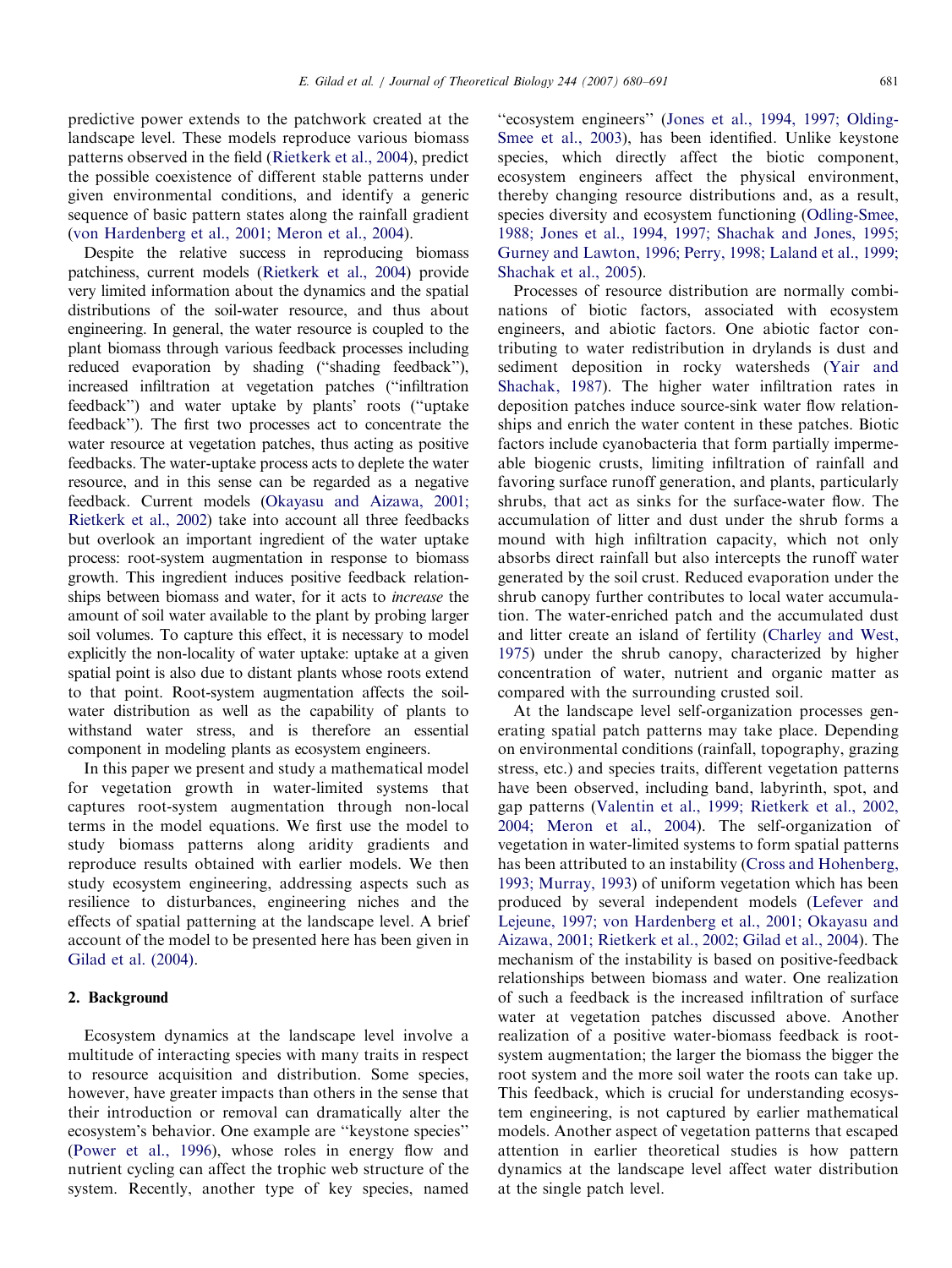predictive power extends to the patchwork created at the landscape level. These models reproduce various biomass patterns observed in the field (Rietkerk et al., 2004), predict the possible coexistence of different stable patterns under given environmental conditions, and identify a generic sequence of basic pattern states along the rainfall gradient (von Hardenberg et al., 2001; Meron et al., 2004).

Despite the relative success in reproducing biomass patchiness, current models (Rietkerk et al., 2004) provide very limited information about the dynamics and the spatial distributions of the soil-water resource, and thus about engineering. In general, the water resource is coupled to the plant biomass through various feedback processes including reduced evaporation by shading ("shading feedback"), increased infiltration at vegetation patches ("infiltration feedback") and water uptake by plants' roots ("uptake feedback"). The first two processes act to concentrate the water resource at vegetation patches, thus acting as positive feedbacks. The water-uptake process acts to deplete the water resource, and in this sense can be regarded as a negative feedback. Current models (Okayasu and Aizawa, 2001; Rietkerk et al., 2002) take into account all three feedbacks but overlook an important ingredient of the water uptake process: root-system augmentation in response to biomass growth. This ingredient induces positive feedback relationships between biomass and water, for it acts to *increase* the amount of soil water available to the plant by probing larger soil volumes. To capture this effect, it is necessary to model explicitly the non-locality of water uptake: uptake at a given spatial point is also due to distant plants whose roots extend to that point. Root-system augmentation affects the soil-water distribution as well as the capability of plants to withstand water stress, and is therefore an essential component in modeling plants as ecosystem engineers.

In this paper we present and study a mathematical model for vegetation growth in water-limited systems that captures root-system augmentation through non-local terms in the model equations. We first use the model to study biomass patterns along aridity gradients and reproduce results obtained with earlier models. We then study ecosystem engineering, addressing aspects such as resilience to disturbances, engineering niches and the effects of spatial patterning at the landscape level. A brief account of the model to be presented here has been given in Gilad et al. (2004).

## 2. Background

Ecosystem dynamics at the landscape level involve a multitude of interacting species with many traits in respect to resource acquisition and distribution. Some species, however, have greater impacts than others in the sense that their introduction or removal can dramatically alter the ecosystem's behavior. One example are "keystone species" (Power et al., 1996), whose roles in energy flow and nutrient cycling can affect the trophic web structure of the system. Recently, another type of key species, named "ecosystem engineers" (Jones et al., 1994, 1997; Olding-Smee et al., 2003), has been identified. Unlike keystone species, which directly affect the biotic component, ecosystem engineers affect the physical environment, thereby changing resource distributions and, as a result, species diversity and ecosystem functioning (Odling-Smee, 1988; Jones et al., 1994, 1997; Shachak and Jones, 1995; Gurney and Lawton, 1996; Perry, 1998; Laland et al., 1999; Shachak et al., 2005).

Processes of resource distribution are normally combinations of biotic factors, associated with ecosystem engineers, and abiotic factors. One abiotic factor contributing to water redistribution in drylands is dust and sediment deposition in rocky watersheds (Yair and Shachak, 1987). The higher water infiltration rates in deposition patches induce source-sink water flow relationships and enrich the water content in these patches. Biotic factors include cyanobacteria that form partially impermeable biogenic crusts, limiting infiltration of rainfall and favoring surface runoff generation, and plants, particularly shrubs, that act as sinks for the surface-water flow. The accumulation of litter and dust under the shrub forms a mound with high infiltration capacity, which not only absorbs direct rainfall but also intercepts the runoff water generated by the soil crust. Reduced evaporation under the shrub canopy further contributes to local water accumulation. The water-enriched patch and the accumulated dust and litter create an island of fertility (Charley and West, 1975) under the shrub canopy, characterized by higher concentration of water, nutrient and organic matter as compared with the surrounding crusted soil.

At the landscape level self-organization processes generating spatial patch patterns may take place. Depending on environmental conditions (rainfall, topography, grazing stress, etc.) and species traits, different vegetation patterns have been observed, including band, labyrinth, spot, and gap patterns (Valentin et al., 1999; Rietkerk et al., 2002, 2004; Meron et al., 2004). The self-organization of vegetation in water-limited systems to form spatial patterns has been attributed to an instability (Cross and Hohenberg, 1993; Murray, 1993) of uniform vegetation which has been produced by several independent models (Lefever and Lejeune, 1997; von Hardenberg et al., 2001; Okayasu and Aizawa, 2001; Rietkerk et al., 2002; Gilad et al., 2004). The mechanism of the instability is based on positive-feedback relationships between biomass and water. One realization of such a feedback is the increased infiltration of surface water at vegetation patches discussed above. Another realization of a positive water-biomass feedback is root-system augmentation; the larger the biomass the bigger the root system and the more soil water the roots can take up. This feedback, which is crucial for understanding ecosystem engineering, is not captured by earlier mathematical models. Another aspect of vegetation patterns that escaped attention in earlier theoretical studies is how pattern dynamics at the landscape level affect water distribution at the single patch level.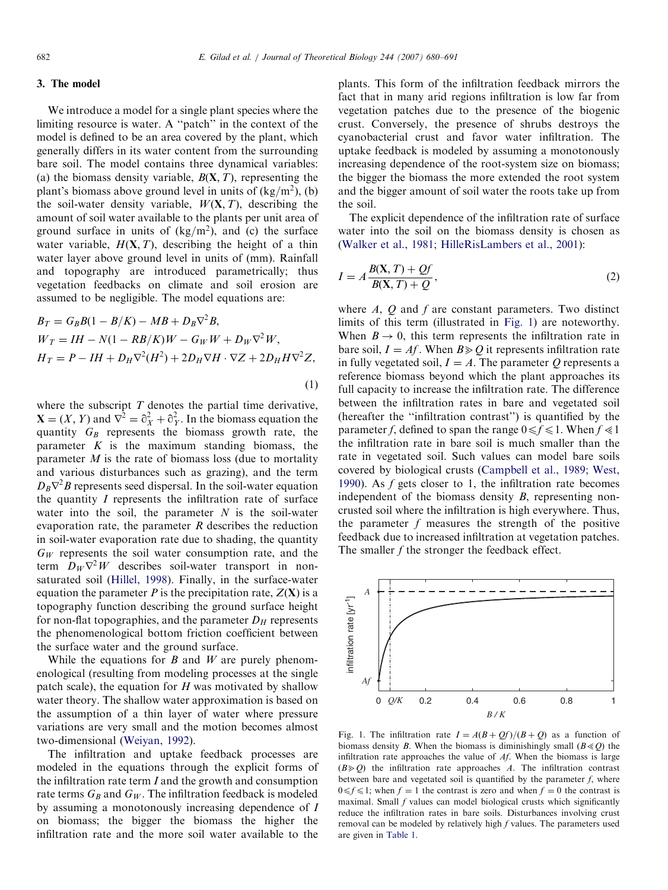## 3. The model

We introduce a model for a single plant species where the limiting resource is water. A "patch" in the context of the model is defined to be an area covered by the plant, which generally differs in its water content from the surrounding bare soil. The model contains three dynamical variables: (a) the biomass density variable, $B(\mathbf{X}, T)$, representing the plant's biomass above ground level in units of (kg/m$^2$), (b) the soil-water density variable, $W(\mathbf{X}, T)$, describing the amount of soil water available to the plants per unit area of ground surface in units of (kg/m$^2$), and (c) the surface water variable, $H(\mathbf{X}, T)$, describing the height of a thin water layer above ground level in units of (mm). Rainfall and topography are introduced parametrically; thus vegetation feedbacks on climate and soil erosion are assumed to be negligible. The model equations are:

$$
\begin{aligned}
B_T &= G_B B(1 - B/K) - MB + D_B \nabla^2 B, \\
W_T &= IH - N(1 - RB/K)W - G_W W + D_W \nabla^2 W, \\
H_T &= P - IH + D_H \nabla^2 (H^2) + 2D_H \nabla H \cdot \nabla Z + 2D_H H \nabla^2 Z,
\end{aligned}
\tag{1}
$$

where the subscript $T$ denotes the partial time derivative, $\mathbf{X} = (X, Y)$ and $\nabla^2 = \partial_X^2 + \partial_Y^2$. In the biomass equation the quantity $G_B$ represents the biomass growth rate, the parameter $K$ is the maximum standing biomass, the parameter $M$ is the rate of biomass loss (due to mortality and various disturbances such as grazing), and the term $D_B \nabla^2 B$ represents seed dispersal. In the soil-water equation the quantity $I$ represents the infiltration rate of surface water into the soil, the parameter $N$ is the soil-water evaporation rate, the parameter $R$ describes the reduction in soil-water evaporation rate due to shading, the quantity $G_W$ represents the soil water consumption rate, and the term $D_W \nabla^2 W$ describes soil-water transport in non-saturated soil (Hillel, 1998). Finally, in the surface-water equation the parameter $P$ is the precipitation rate, $Z(\mathbf{X})$ is a topography function describing the ground surface height for non-flat topographies, and the parameter $D_H$ represents the phenomenological bottom friction coefficient between the surface water and the ground surface.

While the equations for $B$ and $W$ are purely phenomenological (resulting from modeling processes at the single patch scale), the equation for $H$ was motivated by shallow water theory. The shallow water approximation is based on the assumption of a thin layer of water where pressure variations are very small and the motion becomes almost two-dimensional (Weiyan, 1992).

The infiltration and uptake feedback processes are modeled in the equations through the explicit forms of the infiltration rate term $I$ and the growth and consumption rate terms $G_B$ and $G_W$. The infiltration feedback is modeled by assuming a monotonously increasing dependence of $I$ on biomass; the bigger the biomass the higher the infiltration rate and the more soil water available to the plants. This form of the infiltration feedback mirrors the fact that in many arid regions infiltration is low far from vegetation patches due to the presence of the biogenic crust. Conversely, the presence of shrubs destroys the cyanobacterial crust and favor water infiltration. The uptake feedback is modeled by assuming a monotonously increasing dependence of the root-system size on biomass; the bigger the biomass the more extended the root system and the bigger amount of soil water the roots take up from the soil.

The explicit dependence of the infiltration rate of surface water into the soil on the biomass density is chosen as (Walker et al., 1981; HilleRisLambers et al., 2001):

$$
I = A \frac{B(\mathbf{X}, T) + Qf}{B(\mathbf{X}, T) + Q},
\tag{2}
$$

where $A$, $Q$ and $f$ are constant parameters. Two distinct limits of this term (illustrated in Fig. 1) are noteworthy. When $B \to 0$, this term represents the infiltration rate in bare soil, $I = Af$. When $B \gg Q$ it represents infiltration rate in fully vegetated soil, $I = A$. The parameter $Q$ represents a reference biomass beyond which the plant approaches its full capacity to increase the infiltration rate. The difference between the infiltration rates in bare and vegetated soil (hereafter the "infiltration contrast") is quantified by the parameter $f$, defined to span the range $0 \leqslant f \leqslant 1$. When $f \ll 1$ the infiltration rate in bare soil is much smaller than the rate in vegetated soil. Such values can model bare soils covered by biological crusts (Campbell et al., 1989; West, 1990). As $f$ gets closer to 1, the infiltration rate becomes independent of the biomass density $B$, representing non-crusted soil where the infiltration is high everywhere. Thus, the parameter $f$ measures the strength of the positive feedback due to increased infiltration at vegetation patches. The smaller $f$ the stronger the feedback effect.

Fig. 1. The infiltration rate $I = A(B + Qf)/(B + Q)$ as a function of biomass density $B$. When the biomass is diminishingly small ($B \ll Q$) the infiltration rate approaches the value of $Af$. When the biomass is large ($B \gg Q$) the infiltration rate approaches $A$. The infiltration contrast between bare and vegetated soil is quantified by the parameter $f$, where $0 \leqslant f \leqslant 1$; when $f = 1$ the contrast is zero and when $f = 0$ the contrast is maximal. Small $f$ values can model biological crusts which significantly reduce the infiltration rates in bare soils. Disturbances involving crust removal can be modeled by relatively high $f$ values. The parameters used are given in Table 1.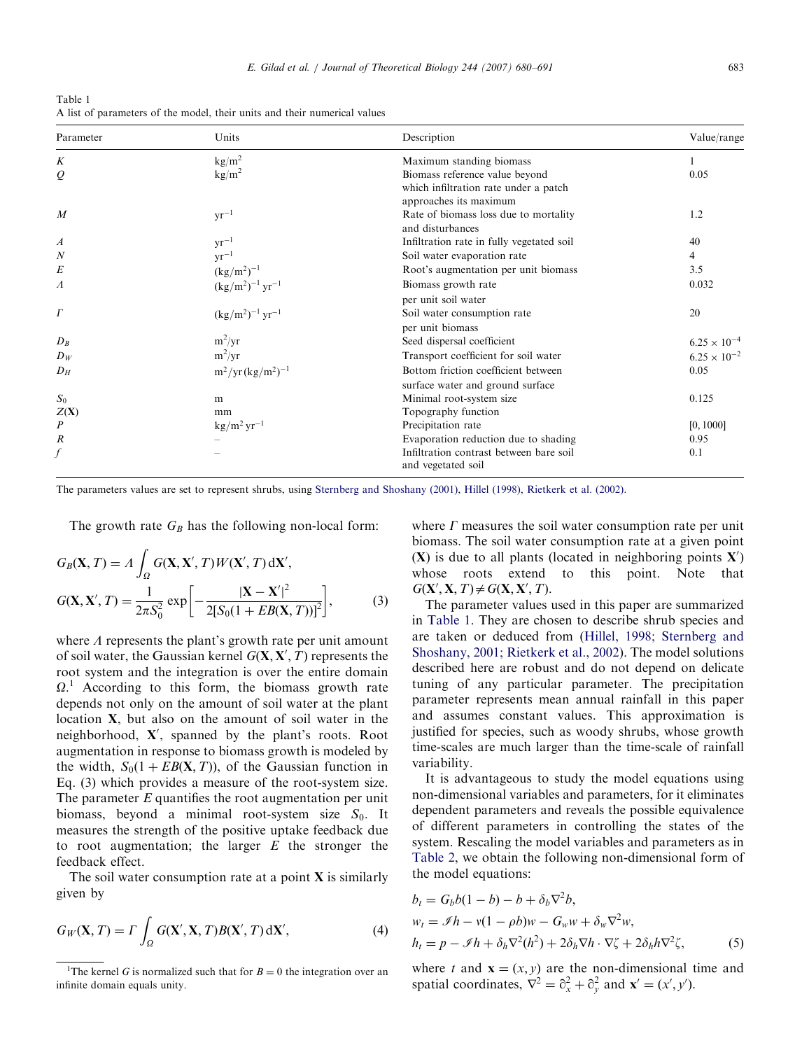Table 1
A list of parameters of the model, their units and their numerical values

| Parameter | Units | Description | Value/range |
|---|---|---|---|
| $K$ | $\mathrm{kg/m^2}$ | Maximum standing biomass | 1 |
| $Q$ | $\mathrm{kg/m^2}$ | Biomass reference value beyond which infiltration rate under a patch approaches its maximum | 0.05 |
| $M$ | $\mathrm{yr^{-1}}$ | Rate of biomass loss due to mortality and disturbances | 1.2 |
| $A$ | $\mathrm{yr^{-1}}$ | Infiltration rate in fully vegetated soil | 40 |
| $N$ | $\mathrm{yr^{-1}}$ | Soil water evaporation rate | 4 |
| $E$ | $\mathrm{(kg/m^2)^{-1}}$ | Root's augmentation per unit biomass | 3.5 |
| $\Lambda$ | $\mathrm{(kg/m^2)^{-1}\,yr^{-1}}$ | Biomass growth rate per unit soil water | 0.032 |
| $\Gamma$ | $\mathrm{(kg/m^2)^{-1}\,yr^{-1}}$ | Soil water consumption rate per unit biomass | 20 |
| $D_B$ | $\mathrm{m^2/yr}$ | Seed dispersal coefficient | $6.25 \times 10^{-4}$ |
| $D_W$ | $\mathrm{m^2/yr}$ | Transport coefficient for soil water | $6.25 \times 10^{-2}$ |
| $D_H$ | $\mathrm{m^2/yr\,(kg/m^2)^{-1}}$ | Bottom friction coefficient between surface water and ground surface | 0.05 |
| $S_0$ | m | Minimal root-system size | 0.125 |
| $Z(\mathbf{X})$ | mm | Topography function | |
| $P$ | $\mathrm{kg/m^2\,yr^{-1}}$ | Precipitation rate | [0, 1000] |
| $R$ | – | Evaporation reduction due to shading | 0.95 |
| $f$ | – | Infiltration contrast between bare soil and vegetated soil | 0.1 |

The parameters values are set to represent shrubs, using Sternberg and Shoshany (2001), Hillel (1998), Rietkerk et al. (2002).

The growth rate $G_B$ has the following non-local form:

$$G_B(\mathbf{X},T) = \Lambda \int_\Omega G(\mathbf{X},\mathbf{X}',T)W(\mathbf{X}',T)\,\mathrm{d}\mathbf{X}',$$
$$G(\mathbf{X},\mathbf{X}',T) = \frac{1}{2\pi S_0^2}\exp\left[-\frac{|\mathbf{X}-\mathbf{X}'|^2}{2[S_0(1+EB(\mathbf{X},T))]^2}\right], \tag{3}$$

where $\Lambda$ represents the plant's growth rate per unit amount of soil water, the Gaussian kernel $G(\mathbf{X},\mathbf{X}',T)$ represents the root system and the integration is over the entire domain $\Omega$.[1] According to this form, the biomass growth rate depends not only on the amount of soil water at the plant location $\mathbf{X}$, but also on the amount of soil water in the neighborhood, $\mathbf{X}'$, spanned by the plant's roots. Root augmentation in response to biomass growth is modeled by the width, $S_0(1+EB(\mathbf{X},T))$, of the Gaussian function in Eq. (3) which provides a measure of the root-system size. The parameter $E$ quantifies the root augmentation per unit biomass, beyond a minimal root-system size $S_0$. It measures the strength of the positive uptake feedback due to root augmentation; the larger $E$ the stronger the feedback effect.

The soil water consumption rate at a point $\mathbf{X}$ is similarly given by

$$G_W(\mathbf{X},T) = \Gamma \int_\Omega G(\mathbf{X}',\mathbf{X},T)B(\mathbf{X}',T)\,\mathrm{d}\mathbf{X}', \tag{4}$$

[1] The kernel $G$ is normalized such that for $B=0$ the integration over an infinite domain equals unity.

where $\Gamma$ measures the soil water consumption rate per unit biomass. The soil water consumption rate at a given point $(\mathbf{X})$ is due to all plants (located in neighboring points $\mathbf{X}'$) whose roots extend to this point. Note that $G(\mathbf{X}',\mathbf{X},T) \neq G(\mathbf{X},\mathbf{X}',T)$.

The parameter values used in this paper are summarized in Table 1. They are chosen to describe shrub species and are taken or deduced from (Hillel, 1998; Sternberg and Shoshany, 2001; Rietkerk et al., 2002). The model solutions described here are robust and do not depend on delicate tuning of any particular parameter. The precipitation parameter represents mean annual rainfall in this paper and assumes constant values. This approximation is justified for species, such as woody shrubs, whose growth time-scales are much larger than the time-scale of rainfall variability.

It is advantageous to study the model equations using non-dimensional variables and parameters, for it eliminates dependent parameters and reveals the possible equivalence of different parameters in controlling the states of the system. Rescaling the model variables and parameters as in Table 2, we obtain the following non-dimensional form of the model equations:

$$b_t = G_b b(1-b) - b + \delta_b \nabla^2 b,$$
$$w_t = \mathscr{I}h - \nu(1-\rho b)w - G_w w + \delta_w \nabla^2 w,$$
$$h_t = p - \mathscr{I}h + \delta_h \nabla^2(h^2) + 2\delta_h \nabla h \cdot \nabla\zeta + 2\delta_h h \nabla^2 \zeta, \tag{5}$$

where $t$ and $\mathbf{x}=(x,y)$ are the non-dimensional time and spatial coordinates, $\nabla^2 = \partial_x^2 + \partial_y^2$ and $\mathbf{x}'=(x',y')$.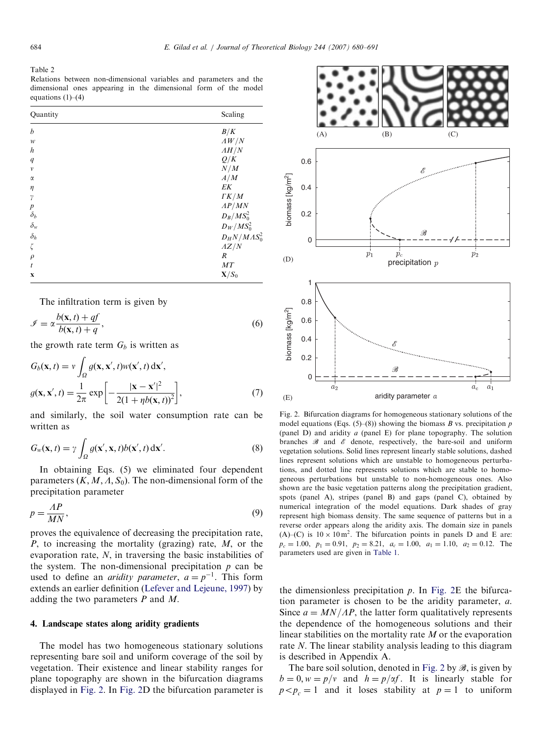Table 2

Relations between non-dimensional variables and parameters and the dimensional ones appearing in the dimensional form of the model equations (1)–(4)

| Quantity | Scaling |
|---|---|
| $b$ | $B/K$ |
| $w$ | $\Lambda W/N$ |
| $h$ | $\Lambda H/N$ |
| $q$ | $Q/K$ |
| $v$ | $N/M$ |
| $\alpha$ | $A/M$ |
| $\eta$ | $EK$ |
| $\gamma$ | $\Gamma K/M$ |
| $p$ | $\Lambda P/MN$ |
| $\delta_b$ | $D_B/MS_0^2$ |
| $\delta_w$ | $D_W/MS_0^2$ |
| $\delta_h$ | $D_H N/M\Lambda S_0^2$ |
| $\zeta$ | $\Lambda Z/N$ |
| $\rho$ | $R$ |
| $t$ | $MT$ |
| $\mathbf{x}$ | $\mathbf{X}/S_0$ |

The infiltration term is given by

$$\mathscr{I} = \alpha \frac{b(\mathbf{x}, t) + qf}{b(\mathbf{x}, t) + q}, \tag{6}$$

the growth rate term $G_b$ is written as

$$G_b(\mathbf{x}, t) = v \int_\Omega g(\mathbf{x}, \mathbf{x}', t) w(\mathbf{x}', t)\, \mathrm{d}\mathbf{x}',$$

$$g(\mathbf{x}, \mathbf{x}', t) = \frac{1}{2\pi} \exp\left[ -\frac{|\mathbf{x} - \mathbf{x}'|^2}{2(1 + \eta b(\mathbf{x}, t))^2} \right], \tag{7}$$

and similarly, the soil water consumption rate can be written as

$$G_w(\mathbf{x}, t) = \gamma \int_\Omega g(\mathbf{x}', \mathbf{x}, t) b(\mathbf{x}', t)\, \mathrm{d}\mathbf{x}'. \tag{8}$$

In obtaining Eqs. (5) we eliminated four dependent parameters ($K, M, \Lambda, S_0$). The non-dimensional form of the precipitation parameter

$$p = \frac{\Lambda P}{MN}, \tag{9}$$

proves the equivalence of decreasing the precipitation rate, $P$, to increasing the mortality (grazing) rate, $M$, or the evaporation rate, $N$, in traversing the basic instabilities of the system. The non-dimensional precipitation $p$ can be used to define an *aridity parameter*, $a = p^{-1}$. This form extends an earlier definition (Lefever and Lejeune, 1997) by adding the two parameters $P$ and $M$.

## 4. Landscape states along aridity gradients

The model has two homogeneous stationary solutions representing bare soil and uniform coverage of the soil by vegetation. Their existence and linear stability ranges for plane topography are shown in the bifurcation diagrams displayed in Fig. 2. In Fig. 2D the bifurcation parameter is the dimensionless precipitation $p$. In Fig. 2E the bifurcation parameter is chosen to be the aridity parameter, $a$. Since $a = MN/\Lambda P$, the latter form qualitatively represents the dependence of the homogeneous solutions and their linear stabilities on the mortality rate $M$ or the evaporation rate $N$. The linear stability analysis leading to this diagram is described in Appendix A.

Fig. 2. Bifurcation diagrams for homogeneous stationary solutions of the model equations (Eqs. (5)–(8)) showing the biomass $B$ vs. precipitation $p$ (panel D) and aridity $a$ (panel E) for plane topography. The solution branches $\mathscr{B}$ and $\mathscr{E}$ denote, respectively, the bare-soil and uniform vegetation solutions. Solid lines represent linearly stable solutions, dashed lines represent solutions which are unstable to homogeneous perturbations, and dotted line represents solutions which are stable to homogeneous perturbations but unstable to non-homogeneous ones. Also shown are the basic vegetation patterns along the precipitation gradient, spots (panel A), stripes (panel B) and gaps (panel C), obtained by numerical integration of the model equations. Dark shades of gray represent high biomass density. The same sequence of patterns but in a reverse order appears along the aridity axis. The domain size in panels (A)–(C) is $10 \times 10\,\mathrm{m}^2$. The bifurcation points in panels D and E are: $p_c = 1.00$, $p_1 = 0.91$, $p_2 = 8.21$, $a_c = 1.00$, $a_1 = 1.10$, $a_2 = 0.12$. The parameters used are given in Table 1.

The bare soil solution, denoted in Fig. 2 by $\mathscr{B}$, is given by $b = 0, w = p/v$ and $h = p/\alpha f$. It is linearly stable for $p < p_c = 1$ and it loses stability at $p = 1$ to uniform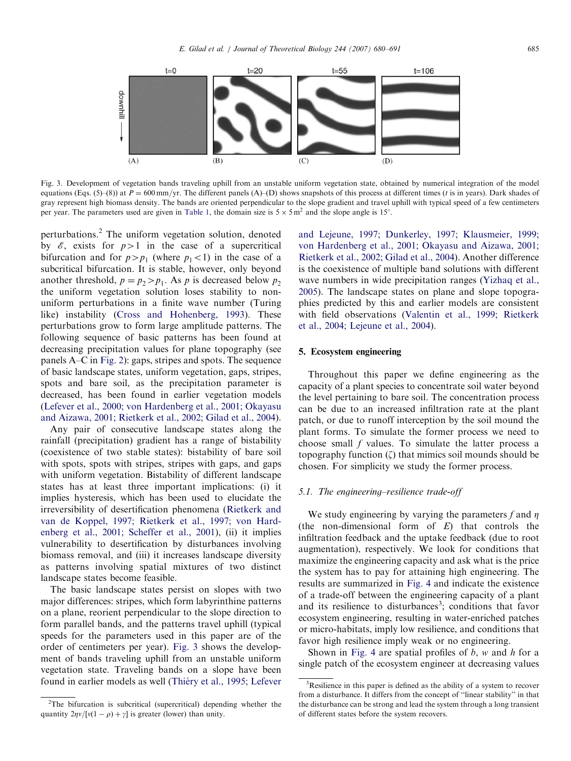Fig. 3. Development of vegetation bands traveling uphill from an unstable uniform vegetation state, obtained by numerical integration of the model equations (Eqs. (5)–(8)) at $P = 600\,\mathrm{mm/yr}$. The different panels (A)–(D) shows snapshots of this process at different times ($t$ is in years). Dark shades of gray represent high biomass density. The bands are oriented perpendicular to the slope gradient and travel uphill with typical speed of a few centimeters per year. The parameters used are given in Table 1, the domain size is $5 \times 5\,\mathrm{m}^2$ and the slope angle is $15^\circ$.

perturbations.[2] The uniform vegetation solution, denoted by $\mathscr{E}$, exists for $p > 1$ in the case of a supercritical bifurcation and for $p > p_1$ (where $p_1 < 1$) in the case of a subcritical bifurcation. It is stable, however, only beyond another threshold, $p = p_2 > p_1$. As $p$ is decreased below $p_2$ the uniform vegetation solution loses stability to non-uniform perturbations in a finite wave number (Turing like) instability (Cross and Hohenberg, 1993). These perturbations grow to form large amplitude patterns. The following sequence of basic patterns has been found at decreasing precipitation values for plane topography (see panels A–C in Fig. 2): gaps, stripes and spots. The sequence of basic landscape states, uniform vegetation, gaps, stripes, spots and bare soil, as the precipitation parameter is decreased, has been found in earlier vegetation models (Lefever et al., 2000; von Hardenberg et al., 2001; Okayasu and Aizawa, 2001; Rietkerk et al., 2002; Gilad et al., 2004).

Any pair of consecutive landscape states along the rainfall (precipitation) gradient has a range of bistability (coexistence of two stable states): bistability of bare soil with spots, spots with stripes, stripes with gaps, and gaps with uniform vegetation. Bistability of different landscape states has at least three important implications: (i) it implies hysteresis, which has been used to elucidate the irreversibility of desertification phenomena (Rietkerk and van de Koppel, 1997; Rietkerk et al., 1997; von Hardenberg et al., 2001; Scheffer et al., 2001), (ii) it implies vulnerability to desertification by disturbances involving biomass removal, and (iii) it increases landscape diversity as patterns involving spatial mixtures of two distinct landscape states become feasible.

The basic landscape states persist on slopes with two major differences: stripes, which form labyrinthine patterns on a plane, reorient perpendicular to the slope direction to form parallel bands, and the patterns travel uphill (typical speeds for the parameters used in this paper are of the order of centimeters per year). Fig. 3 shows the development of bands traveling uphill from an unstable uniform vegetation state. Traveling bands on a slope have been found in earlier models as well (Thiéry et al., 1995; Lefever and Lejeune, 1997; Dunkerley, 1997; Klausmeier, 1999; von Hardenberg et al., 2001; Okayasu and Aizawa, 2001; Rietkerk et al., 2002; Gilad et al., 2004). Another difference is the coexistence of multiple band solutions with different wave numbers in wide precipitation ranges (Yizhaq et al., 2005). The landscape states on plane and slope topographies predicted by this and earlier models are consistent with field observations (Valentin et al., 1999; Rietkerk et al., 2004; Lejeune et al., 2004).

[2] The bifurcation is subcritical (supercritical) depending whether the quantity $2\eta\nu/[\nu(1-\rho)+\gamma]$ is greater (lower) than unity.

## 5. Ecosystem engineering

Throughout this paper we define engineering as the capacity of a plant species to concentrate soil water beyond the level pertaining to bare soil. The concentration process can be due to an increased infiltration rate at the plant patch, or due to runoff interception by the soil mound the plant forms. To simulate the former process we need to choose small $f$ values. To simulate the latter process a topography function ($\zeta$) that mimics soil mounds should be chosen. For simplicity we study the former process.

### 5.1. The engineering–resilience trade-off

We study engineering by varying the parameters $f$ and $\eta$ (the non-dimensional form of $E$) that controls the infiltration feedback and the uptake feedback (due to root augmentation), respectively. We look for conditions that maximize the engineering capacity and ask what is the price the system has to pay for attaining high engineering. The results are summarized in Fig. 4 and indicate the existence of a trade-off between the engineering capacity of a plant and its resilience to disturbances[3]; conditions that favor ecosystem engineering, resulting in water-enriched patches or micro-habitats, imply low resilience, and conditions that favor high resilience imply weak or no engineering.

Shown in Fig. 4 are spatial profiles of $b$, $w$ and $h$ for a single patch of the ecosystem engineer at decreasing values

[3] Resilience in this paper is defined as the ability of a system to recover from a disturbance. It differs from the concept of "linear stability" in that the disturbance can be strong and lead the system through a long transient of different states before the system recovers.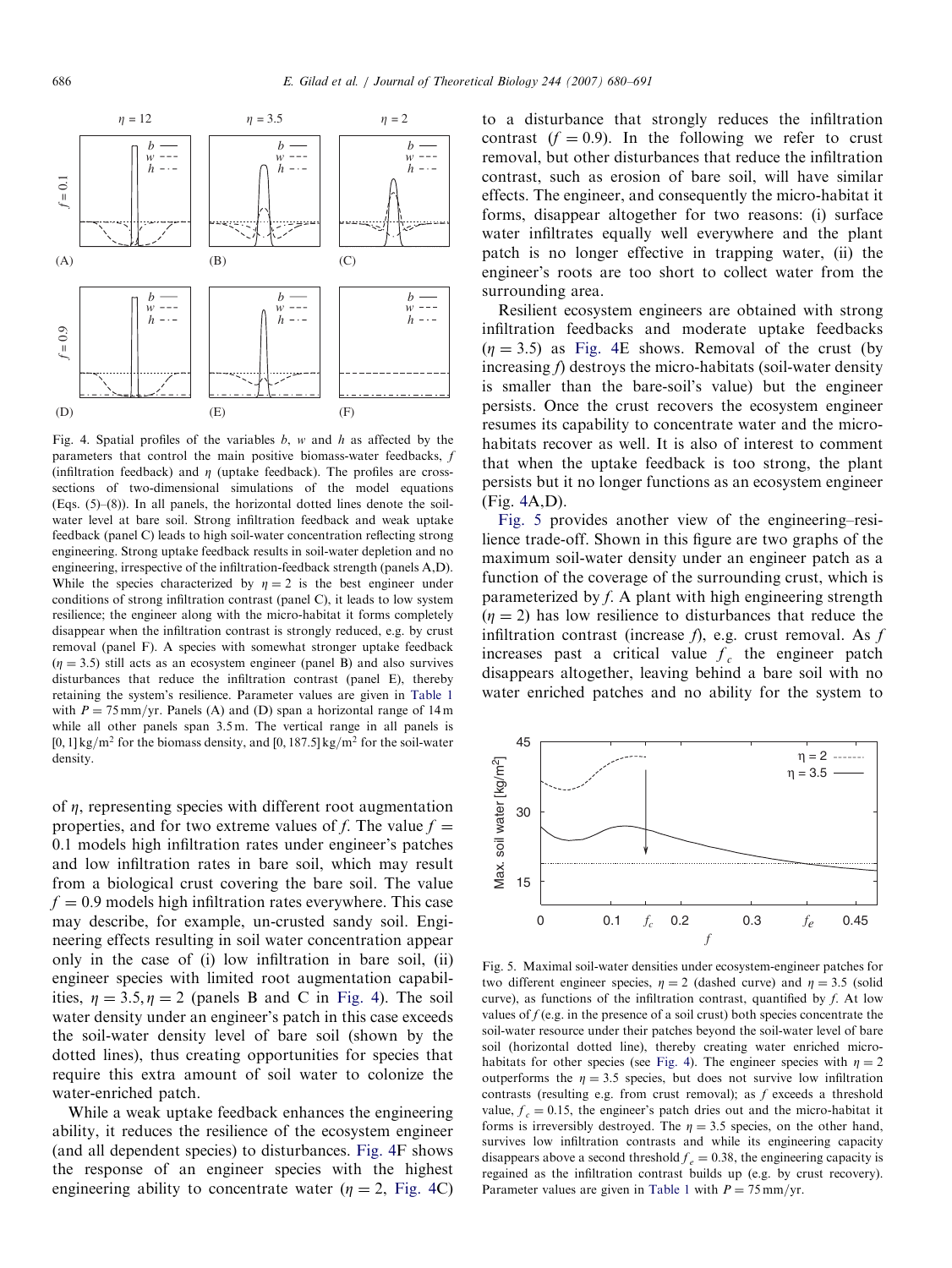Fig. 4. Spatial profiles of the variables $b$, $w$ and $h$ as affected by the parameters that control the main positive biomass-water feedbacks, $f$ (infiltration feedback) and $\eta$ (uptake feedback). The profiles are cross-sections of two-dimensional simulations of the model equations (Eqs. (5)–(8)). In all panels, the horizontal dotted lines denote the soil-water level at bare soil. Strong infiltration feedback and weak uptake feedback (panel C) leads to high soil-water concentration reflecting strong engineering. Strong uptake feedback results in soil-water depletion and no engineering, irrespective of the infiltration-feedback strength (panels A,D). While the species characterized by $\eta = 2$ is the best engineer under conditions of strong infiltration contrast (panel C), it leads to low system resilience; the engineer along with the micro-habitat it forms completely disappear when the infiltration contrast is strongly reduced, e.g. by crust removal (panel F). A species with somewhat stronger uptake feedback ($\eta = 3.5$) still acts as an ecosystem engineer (panel B) and also survives disturbances that reduce the infiltration contrast (panel E), thereby retaining the system's resilience. Parameter values are given in Table 1 with $P = 75\,\text{mm/yr}$. Panels (A) and (D) span a horizontal range of 14 m while all other panels span 3.5 m. The vertical range in all panels is $[0, 1]\,\text{kg/m}^2$ for the biomass density, and $[0, 187.5]\,\text{kg/m}^2$ for the soil-water density.

of $\eta$, representing species with different root augmentation properties, and for two extreme values of $f$. The value $f = 0.1$ models high infiltration rates under engineer's patches and low infiltration rates in bare soil, which may result from a biological crust covering the bare soil. The value $f = 0.9$ models high infiltration rates everywhere. This case may describe, for example, un-crusted sandy soil. Engineering effects resulting in soil water concentration appear only in the case of (i) low infiltration in bare soil, (ii) engineer species with limited root augmentation capabilities, $\eta = 3.5, \eta = 2$ (panels B and C in Fig. 4). The soil water density under an engineer's patch in this case exceeds the soil-water density level of bare soil (shown by the dotted lines), thus creating opportunities for species that require this extra amount of soil water to colonize the water-enriched patch.

While a weak uptake feedback enhances the engineering ability, it reduces the resilience of the ecosystem engineer (and all dependent species) to disturbances. Fig. 4F shows the response of an engineer species with the highest engineering ability to concentrate water ($\eta = 2$, Fig. 4C) to a disturbance that strongly reduces the infiltration contrast ($f = 0.9$). In the following we refer to crust removal, but other disturbances that reduce the infiltration contrast, such as erosion of bare soil, will have similar effects. The engineer, and consequently the micro-habitat it forms, disappear altogether for two reasons: (i) surface water infiltrates equally well everywhere and the plant patch is no longer effective in trapping water, (ii) the engineer's roots are too short to collect water from the surrounding area.

Resilient ecosystem engineers are obtained with strong infiltration feedbacks and moderate uptake feedbacks ($\eta = 3.5$) as Fig. 4E shows. Removal of the crust (by increasing $f$) destroys the micro-habitats (soil-water density is smaller than the bare-soil's value) but the engineer persists. Once the crust recovers the ecosystem engineer resumes its capability to concentrate water and the micro-habitats recover as well. It is also of interest to comment that when the uptake feedback is too strong, the plant persists but it no longer functions as an ecosystem engineer (Fig. 4A,D).

Fig. 5 provides another view of the engineering–resilience trade-off. Shown in this figure are two graphs of the maximum soil-water density under an engineer patch as a function of the coverage of the surrounding crust, which is parameterized by $f$. A plant with high engineering strength ($\eta = 2$) has low resilience to disturbances that reduce the infiltration contrast (increase $f$), e.g. crust removal. As $f$ increases past a critical value $f_c$ the engineer patch disappears altogether, leaving behind a bare soil with no water enriched patches and no ability for the system to

Fig. 5. Maximal soil-water densities under ecosystem-engineer patches for two different engineer species, $\eta = 2$ (dashed curve) and $\eta = 3.5$ (solid curve), as functions of the infiltration contrast, quantified by $f$. At low values of $f$ (e.g. in the presence of a soil crust) both species concentrate the soil-water resource under their patches beyond the soil-water level of bare soil (horizontal dotted line), thereby creating water enriched micro-habitats for other species (see Fig. 4). The engineer species with $\eta = 2$ outperforms the $\eta = 3.5$ species, but does not survive low infiltration contrasts (resulting e.g. from crust removal); as $f$ exceeds a threshold value, $f_c = 0.15$, the engineer's patch dries out and the micro-habitat it forms is irreversibly destroyed. The $\eta = 3.5$ species, on the other hand, survives low infiltration contrasts and while its engineering capacity disappears above a second threshold $f_e = 0.38$, the engineering capacity is regained as the infiltration contrast builds up (e.g. by crust recovery). Parameter values are given in Table 1 with $P = 75\,\text{mm/yr}$.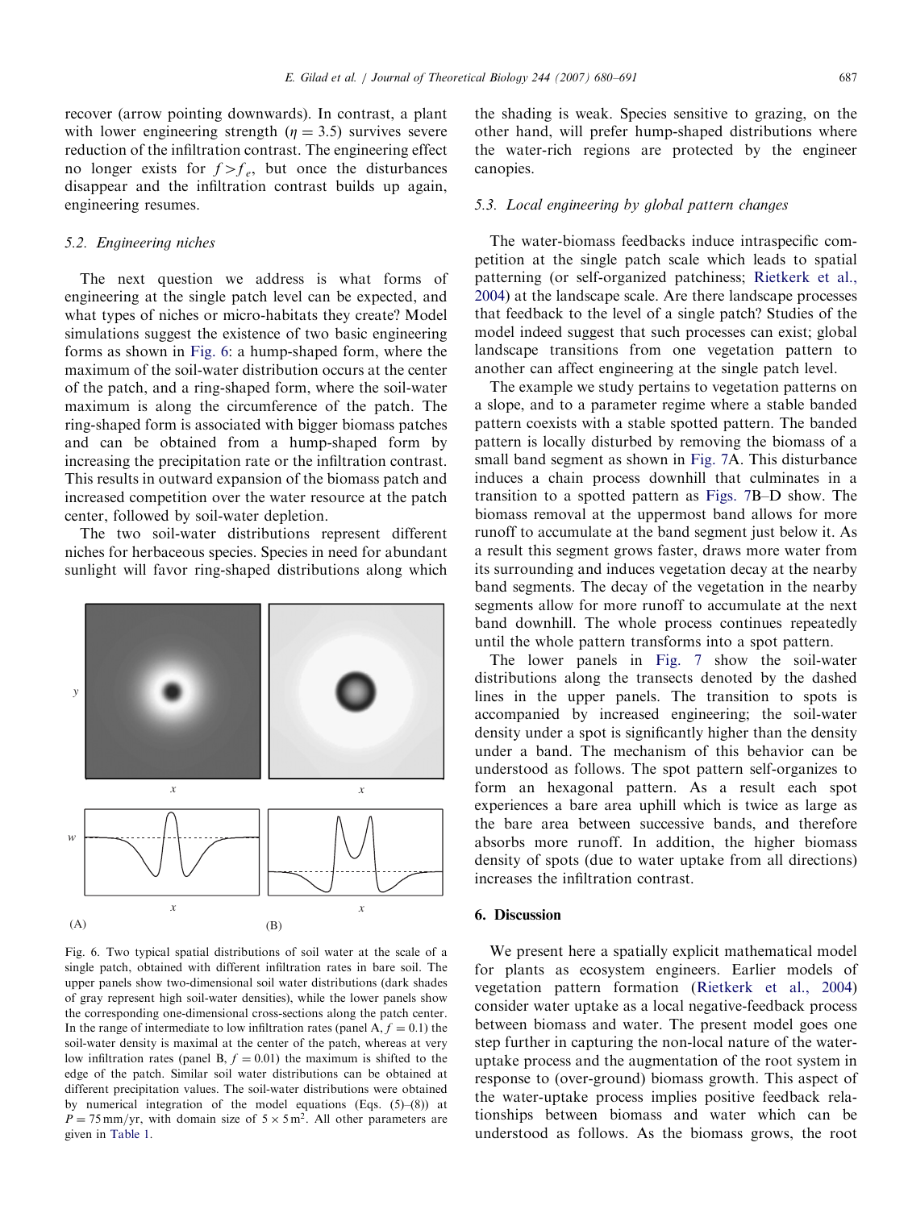recover (arrow pointing downwards). In contrast, a plant with lower engineering strength ($\eta = 3.5$) survives severe reduction of the infiltration contrast. The engineering effect no longer exists for $f > f_e$, but once the disturbances disappear and the infiltration contrast builds up again, engineering resumes.

### 5.2. Engineering niches

The next question we address is what forms of engineering at the single patch level can be expected, and what types of niches or micro-habitats they create? Model simulations suggest the existence of two basic engineering forms as shown in Fig. 6: a hump-shaped form, where the maximum of the soil-water distribution occurs at the center of the patch, and a ring-shaped form, where the soil-water maximum is along the circumference of the patch. The ring-shaped form is associated with bigger biomass patches and can be obtained from a hump-shaped form by increasing the precipitation rate or the infiltration contrast. This results in outward expansion of the biomass patch and increased competition over the water resource at the patch center, followed by soil-water depletion.

The two soil-water distributions represent different niches for herbaceous species. Species in need for abundant sunlight will favor ring-shaped distributions along which the shading is weak. Species sensitive to grazing, on the other hand, will prefer hump-shaped distributions where the water-rich regions are protected by the engineer canopies.

y

x

x

w

x

x

(A)

(B)

Fig. 6. Two typical spatial distributions of soil water at the scale of a single patch, obtained with different infiltration rates in bare soil. The upper panels show two-dimensional soil water distributions (dark shades of gray represent high soil-water densities), while the lower panels show the corresponding one-dimensional cross-sections along the patch center. In the range of intermediate to low infiltration rates (panel A, $f = 0.1$) the soil-water density is maximal at the center of the patch, whereas at very low infiltration rates (panel B, $f = 0.01$) the maximum is shifted to the edge of the patch. Similar soil water distributions can be obtained at different precipitation values. The soil-water distributions were obtained by numerical integration of the model equations (Eqs. (5)–(8)) at $P = 75\,\text{mm/yr}$, with domain size of $5 \times 5\,\text{m}^2$. All other parameters are given in Table 1.

### 5.3. Local engineering by global pattern changes

The water-biomass feedbacks induce intraspecific competition at the single patch scale which leads to spatial patterning (or self-organized patchiness; Rietkerk et al., 2004) at the landscape scale. Are there landscape processes that feedback to the level of a single patch? Studies of the model indeed suggest that such processes can exist; global landscape transitions from one vegetation pattern to another can affect engineering at the single patch level.

The example we study pertains to vegetation patterns on a slope, and to a parameter regime where a stable banded pattern coexists with a stable spotted pattern. The banded pattern is locally disturbed by removing the biomass of a small band segment as shown in Fig. 7A. This disturbance induces a chain process downhill that culminates in a transition to a spotted pattern as Figs. 7B–D show. The biomass removal at the uppermost band allows for more runoff to accumulate at the band segment just below it. As a result this segment grows faster, draws more water from its surrounding and induces vegetation decay at the nearby band segments. The decay of the vegetation in the nearby segments allow for more runoff to accumulate at the next band downhill. The whole process continues repeatedly until the whole pattern transforms into a spot pattern.

The lower panels in Fig. 7 show the soil-water distributions along the transects denoted by the dashed lines in the upper panels. The transition to spots is accompanied by increased engineering; the soil-water density under a spot is significantly higher than the density under a band. The mechanism of this behavior can be understood as follows. The spot pattern self-organizes to form an hexagonal pattern. As a result each spot experiences a bare area uphill which is twice as large as the bare area between successive bands, and therefore absorbs more runoff. In addition, the higher biomass density of spots (due to water uptake from all directions) increases the infiltration contrast.

## 6. Discussion

We present here a spatially explicit mathematical model for plants as ecosystem engineers. Earlier models of vegetation pattern formation (Rietkerk et al., 2004) consider water uptake as a local negative-feedback process between biomass and water. The present model goes one step further in capturing the non-local nature of the water-uptake process and the augmentation of the root system in response to (over-ground) biomass growth. This aspect of the water-uptake process implies positive feedback relationships between biomass and water which can be understood as follows. As the biomass grows, the root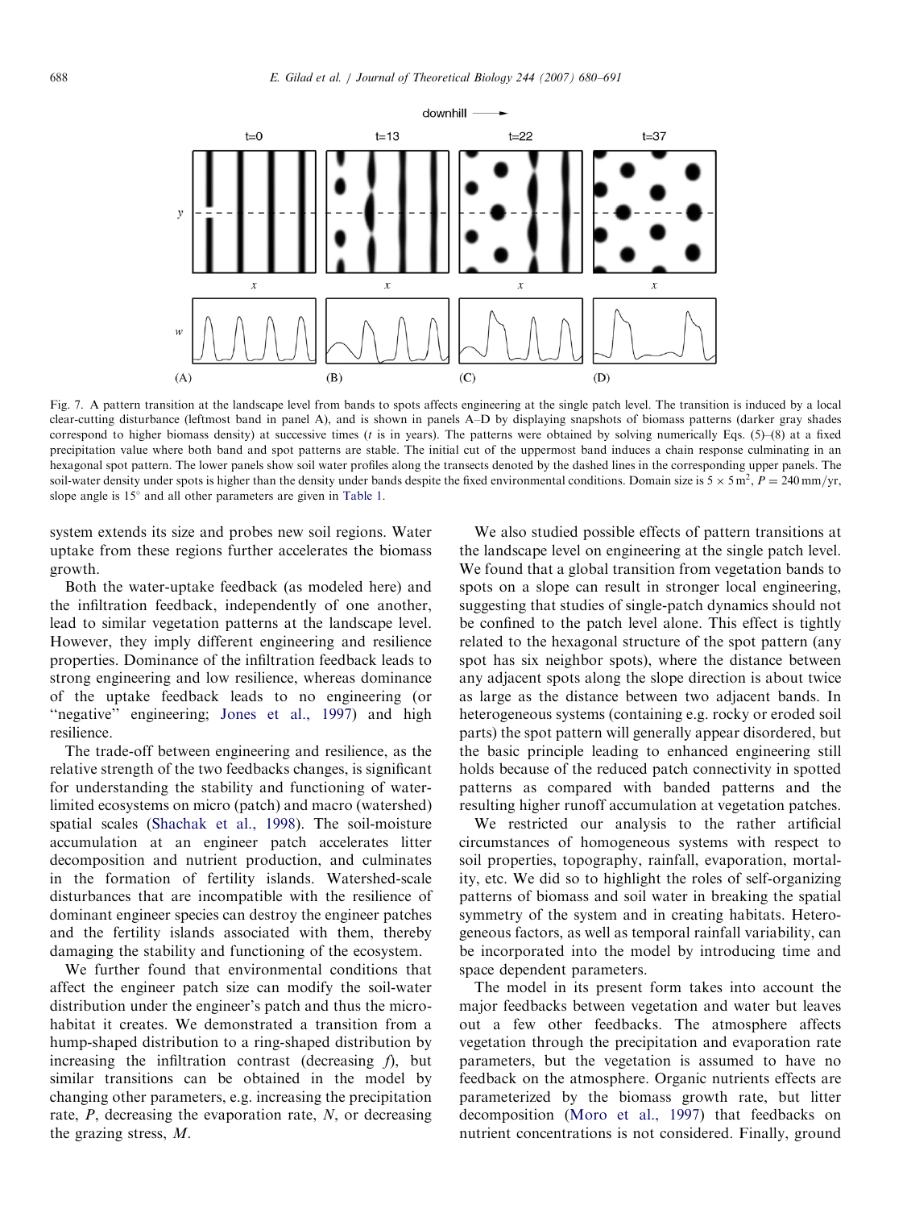Fig. 7. A pattern transition at the landscape level from bands to spots affects engineering at the single patch level. The transition is induced by a local clear-cutting disturbance (leftmost band in panel A), and is shown in panels A–D by displaying snapshots of biomass patterns (darker gray shades correspond to higher biomass density) at successive times ($t$ is in years). The patterns were obtained by solving numerically Eqs. (5)–(8) at a fixed precipitation value where both band and spot patterns are stable. The initial cut of the uppermost band induces a chain response culminating in an hexagonal spot pattern. The lower panels show soil water profiles along the transects denoted by the dashed lines in the corresponding upper panels. The soil-water density under spots is higher than the density under bands despite the fixed environmental conditions. Domain size is $5 \times 5\,\mathrm{m}^2$, $P = 240\,\mathrm{mm/yr}$, slope angle is 15° and all other parameters are given in Table 1.

system extends its size and probes new soil regions. Water uptake from these regions further accelerates the biomass growth.

Both the water-uptake feedback (as modeled here) and the infiltration feedback, independently of one another, lead to similar vegetation patterns at the landscape level. However, they imply different engineering and resilience properties. Dominance of the infiltration feedback leads to strong engineering and low resilience, whereas dominance of the uptake feedback leads to no engineering (or "negative" engineering; Jones et al., 1997) and high resilience.

The trade-off between engineering and resilience, as the relative strength of the two feedbacks changes, is significant for understanding the stability and functioning of water-limited ecosystems on micro (patch) and macro (watershed) spatial scales (Shachak et al., 1998). The soil-moisture accumulation at an engineer patch accelerates litter decomposition and nutrient production, and culminates in the formation of fertility islands. Watershed-scale disturbances that are incompatible with the resilience of dominant engineer species can destroy the engineer patches and the fertility islands associated with them, thereby damaging the stability and functioning of the ecosystem.

We further found that environmental conditions that affect the engineer patch size can modify the soil-water distribution under the engineer's patch and thus the micro-habitat it creates. We demonstrated a transition from a hump-shaped distribution to a ring-shaped distribution by increasing the infiltration contrast (decreasing $f$), but similar transitions can be obtained in the model by changing other parameters, e.g. increasing the precipitation rate, $P$, decreasing the evaporation rate, $N$, or decreasing the grazing stress, $M$.

We also studied possible effects of pattern transitions at the landscape level on engineering at the single patch level. We found that a global transition from vegetation bands to spots on a slope can result in stronger local engineering, suggesting that studies of single-patch dynamics should not be confined to the patch level alone. This effect is tightly related to the hexagonal structure of the spot pattern (any spot has six neighbor spots), where the distance between any adjacent spots along the slope direction is about twice as large as the distance between two adjacent bands. In heterogeneous systems (containing e.g. rocky or eroded soil parts) the spot pattern will generally appear disordered, but the basic principle leading to enhanced engineering still holds because of the reduced patch connectivity in spotted patterns as compared with banded patterns and the resulting higher runoff accumulation at vegetation patches.

We restricted our analysis to the rather artificial circumstances of homogeneous systems with respect to soil properties, topography, rainfall, evaporation, mortality, etc. We did so to highlight the roles of self-organizing patterns of biomass and soil water in breaking the spatial symmetry of the system and in creating habitats. Heterogeneous factors, as well as temporal rainfall variability, can be incorporated into the model by introducing time and space dependent parameters.

The model in its present form takes into account the major feedbacks between vegetation and water but leaves out a few other feedbacks. The atmosphere affects vegetation through the precipitation and evaporation rate parameters, but the vegetation is assumed to have no feedback on the atmosphere. Organic nutrients effects are parameterized by the biomass growth rate, but litter decomposition (Moro et al., 1997) that feedbacks on nutrient concentrations is not considered. Finally, ground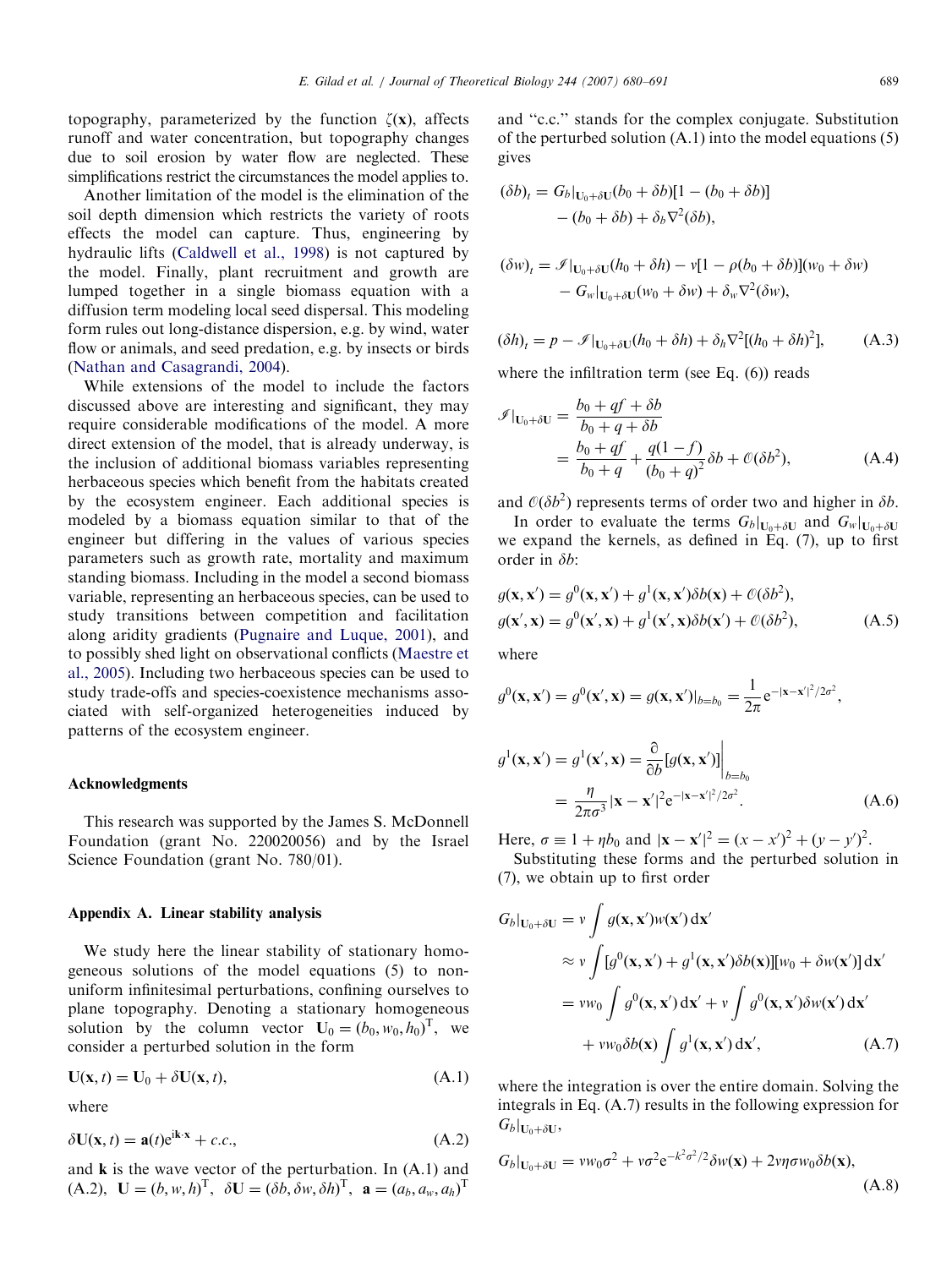topography, parameterized by the function $\zeta(\mathbf{x})$, affects runoff and water concentration, but topography changes due to soil erosion by water flow are neglected. These simplifications restrict the circumstances the model applies to.

Another limitation of the model is the elimination of the soil depth dimension which restricts the variety of roots effects the model can capture. Thus, engineering by hydraulic lifts (Caldwell et al., 1998) is not captured by the model. Finally, plant recruitment and growth are lumped together in a single biomass equation with a diffusion term modeling local seed dispersal. This modeling form rules out long-distance dispersion, e.g. by wind, water flow or animals, and seed predation, e.g. by insects or birds (Nathan and Casagrandi, 2004).

While extensions of the model to include the factors discussed above are interesting and significant, they may require considerable modifications of the model. A more direct extension of the model, that is already underway, is the inclusion of additional biomass variables representing herbaceous species which benefit from the habitats created by the ecosystem engineer. Each additional species is modeled by a biomass equation similar to that of the engineer but differing in the values of various species parameters such as growth rate, mortality and maximum standing biomass. Including in the model a second biomass variable, representing an herbaceous species, can be used to study transitions between competition and facilitation along aridity gradients (Pugnaire and Luque, 2001), and to possibly shed light on observational conflicts (Maestre et al., 2005). Including two herbaceous species can be used to study trade-offs and species-coexistence mechanisms associated with self-organized heterogeneities induced by patterns of the ecosystem engineer.

## Acknowledgments

This research was supported by the James S. McDonnell Foundation (grant No. 220020056) and by the Israel Science Foundation (grant No. 780/01).

## Appendix A. Linear stability analysis

We study here the linear stability of stationary homogeneous solutions of the model equations (5) to non-uniform infinitesimal perturbations, confining ourselves to plane topography. Denoting a stationary homogeneous solution by the column vector $\mathbf{U}_0 = (b_0, w_0, h_0)^{\mathrm{T}}$, we consider a perturbed solution in the form

$$\mathbf{U}(\mathbf{x}, t) = \mathbf{U}_0 + \delta\mathbf{U}(\mathbf{x}, t), \tag{A.1}$$

where

$$\delta\mathbf{U}(\mathbf{x}, t) = \mathbf{a}(t)\mathrm{e}^{\mathrm{i}\mathbf{k}\cdot\mathbf{x}} + c.c., \tag{A.2}$$

and $\mathbf{k}$ is the wave vector of the perturbation. In (A.1) and (A.2), $\mathbf{U} = (b, w, h)^{\mathrm{T}}$, $\delta\mathbf{U} = (\delta b, \delta w, \delta h)^{\mathrm{T}}$, $\mathbf{a} = (a_b, a_w, a_h)^{\mathrm{T}}$ and "c.c." stands for the complex conjugate. Substitution of the perturbed solution (A.1) into the model equations (5) gives

$$(\delta b)_t = G_b|_{\mathbf{U}_0+\delta\mathbf{U}}(b_0 + \delta b)[1 - (b_0 + \delta b)] - (b_0 + \delta b) + \delta_b\nabla^2(\delta b),$$

$$(\delta w)_t = \mathscr{I}|_{\mathbf{U}_0+\delta\mathbf{U}}(h_0 + \delta h) - v[1 - \rho(b_0 + \delta b)](w_0 + \delta w) - G_w|_{\mathbf{U}_0+\delta\mathbf{U}}(w_0 + \delta w) + \delta_w\nabla^2(\delta w),$$

$$(\delta h)_t = p - \mathscr{I}|_{\mathbf{U}_0+\delta\mathbf{U}}(h_0 + \delta h) + \delta_h\nabla^2[(h_0 + \delta h)^2], \tag{A.3}$$

where the infiltration term (see Eq. (6)) reads

$$\mathscr{I}|_{\mathbf{U}_0+\delta\mathbf{U}} = \frac{b_0 + qf + \delta b}{b_0 + q + \delta b} = \frac{b_0 + qf}{b_0 + q} + \frac{q(1-f)}{(b_0 + q)^2}\delta b + \mathscr{O}(\delta b^2), \tag{A.4}$$

and $\mathscr{O}(\delta b^2)$ represents terms of order two and higher in $\delta b$.

In order to evaluate the terms $G_b|_{\mathbf{U}_0+\delta\mathbf{U}}$ and $G_w|_{\mathbf{U}_0+\delta\mathbf{U}}$ we expand the kernels, as defined in Eq. (7), up to first order in $\delta b$:

$$g(\mathbf{x}, \mathbf{x}') = g^0(\mathbf{x}, \mathbf{x}') + g^1(\mathbf{x}, \mathbf{x}')\delta b(\mathbf{x}) + \mathscr{O}(\delta b^2),$$
$$g(\mathbf{x}', \mathbf{x}) = g^0(\mathbf{x}', \mathbf{x}) + g^1(\mathbf{x}', \mathbf{x})\delta b(\mathbf{x}') + \mathscr{O}(\delta b^2), \tag{A.5}$$

where

$$g^0(\mathbf{x}, \mathbf{x}') = g^0(\mathbf{x}', \mathbf{x}) = g(\mathbf{x}, \mathbf{x}')|_{b=b_0} = \frac{1}{2\pi}\mathrm{e}^{-|\mathbf{x}-\mathbf{x}'|^2/2\sigma^2},$$

$$g^1(\mathbf{x}, \mathbf{x}') = g^1(\mathbf{x}', \mathbf{x}) = \frac{\partial}{\partial b}[g(\mathbf{x}, \mathbf{x}')]\bigg|_{b=b_0} = \frac{\eta}{2\pi\sigma^3}|\mathbf{x} - \mathbf{x}'|^2\mathrm{e}^{-|\mathbf{x}-\mathbf{x}'|^2/2\sigma^2}. \tag{A.6}$$

Here, $\sigma \equiv 1 + \eta b_0$ and $|\mathbf{x} - \mathbf{x}'|^2 = (x - x')^2 + (y - y')^2$.

Substituting these forms and the perturbed solution in (7), we obtain up to first order

$$\begin{aligned} G_b|_{\mathbf{U}_0+\delta\mathbf{U}} &= v\int g(\mathbf{x}, \mathbf{x}')w(\mathbf{x}')\,\mathrm{d}\mathbf{x}' \\ &\approx v\int [g^0(\mathbf{x}, \mathbf{x}') + g^1(\mathbf{x}, \mathbf{x}')\delta b(\mathbf{x})][w_0 + \delta w(\mathbf{x}')]\,\mathrm{d}\mathbf{x}' \\ &= vw_0\int g^0(\mathbf{x}, \mathbf{x}')\,\mathrm{d}\mathbf{x}' + v\int g^0(\mathbf{x}, \mathbf{x}')\delta w(\mathbf{x}')\,\mathrm{d}\mathbf{x}' \\ &\quad + vw_0\delta b(\mathbf{x})\int g^1(\mathbf{x}, \mathbf{x}')\,\mathrm{d}\mathbf{x}', \end{aligned} \tag{A.7}$$

where the integration is over the entire domain. Solving the integrals in Eq. (A.7) results in the following expression for $G_b|_{\mathbf{U}_0+\delta\mathbf{U}}$,

$$G_b|_{\mathbf{U}_0+\delta\mathbf{U}} = vw_0\sigma^2 + v\sigma^2\mathrm{e}^{-k^2\sigma^2/2}\delta w(\mathbf{x}) + 2v\eta\sigma w_0\delta b(\mathbf{x}), \tag{A.8}$$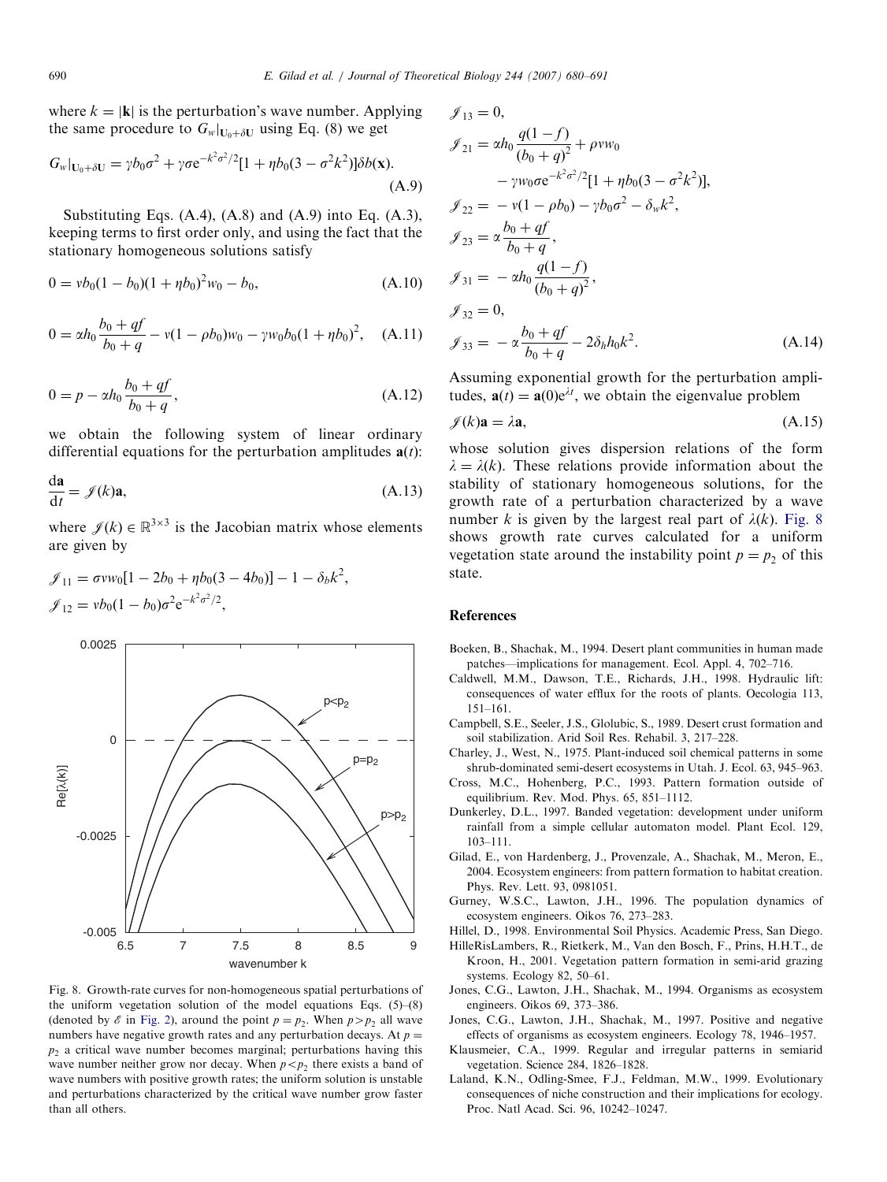where $k = |\mathbf{k}|$ is the perturbation's wave number. Applying the same procedure to $G_w|_{\mathbf{U}_0+\delta\mathbf{U}}$ using Eq. (8) we get

$$G_w|_{\mathbf{U}_0+\delta\mathbf{U}} = \gamma b_0 \sigma^2 + \gamma\sigma e^{-k^2\sigma^2/2}[1 + \eta b_0(3 - \sigma^2 k^2)]\delta b(\mathbf{x}). \quad \text{(A.9)}$$

Substituting Eqs. (A.4), (A.8) and (A.9) into Eq. (A.3), keeping terms to first order only, and using the fact that the stationary homogeneous solutions satisfy

$$0 = v b_0(1 - b_0)(1 + \eta b_0)^2 w_0 - b_0, \quad \text{(A.10)}$$

$$0 = \alpha h_0 \frac{b_0 + qf}{b_0 + q} - v(1 - \rho b_0) w_0 - \gamma w_0 b_0 (1 + \eta b_0)^2, \quad \text{(A.11)}$$

$$0 = p - \alpha h_0 \frac{b_0 + qf}{b_0 + q}, \quad \text{(A.12)}$$

we obtain the following system of linear ordinary differential equations for the perturbation amplitudes $\mathbf{a}(t)$:

$$\frac{d\mathbf{a}}{dt} = \mathscr{J}(k)\mathbf{a}, \quad \text{(A.13)}$$

where $\mathscr{J}(k) \in \mathbb{R}^{3\times 3}$ is the Jacobian matrix whose elements are given by

$$\mathscr{J}_{11} = \sigma v w_0[1 - 2b_0 + \eta b_0(3 - 4b_0)] - 1 - \delta_b k^2,$$
$$\mathscr{J}_{12} = v b_0(1 - b_0)\sigma^2 e^{-k^2\sigma^2/2},$$
$$\mathscr{J}_{13} = 0,$$
$$\mathscr{J}_{21} = \alpha h_0 \frac{q(1-f)}{(b_0+q)^2} + \rho v w_0 - \gamma w_0 \sigma e^{-k^2\sigma^2/2}[1 + \eta b_0(3 - \sigma^2 k^2)],$$
$$\mathscr{J}_{22} = -v(1 - \rho b_0) - \gamma b_0 \sigma^2 - \delta_w k^2,$$
$$\mathscr{J}_{23} = \alpha \frac{b_0 + qf}{b_0 + q},$$
$$\mathscr{J}_{31} = -\alpha h_0 \frac{q(1-f)}{(b_0+q)^2},$$
$$\mathscr{J}_{32} = 0,$$
$$\mathscr{J}_{33} = -\alpha \frac{b_0 + qf}{b_0 + q} - 2\delta_h h_0 k^2. \quad \text{(A.14)}$$

Assuming exponential growth for the perturbation amplitudes, $\mathbf{a}(t) = \mathbf{a}(0)e^{\lambda t}$, we obtain the eigenvalue problem

$$\mathscr{J}(k)\mathbf{a} = \lambda \mathbf{a}, \quad \text{(A.15)}$$

whose solution gives dispersion relations of the form $\lambda = \lambda(k)$. These relations provide information about the stability of stationary homogeneous solutions, for the growth rate of a perturbation characterized by a wave number $k$ is given by the largest real part of $\lambda(k)$. Fig. 8 shows growth rate curves calculated for a uniform vegetation state around the instability point $p = p_2$ of this state.

Fig. 8. Growth-rate curves for non-homogeneous spatial perturbations of the uniform vegetation solution of the model equations Eqs. (5)–(8) (denoted by $\mathscr{E}$ in Fig. 2), around the point $p = p_2$. When $p > p_2$ all wave numbers have negative growth rates and any perturbation decays. At $p = p_2$ a critical wave number becomes marginal; perturbations having this wave number neither grow nor decay. When $p < p_2$ there exists a band of wave numbers with positive growth rates; the uniform solution is unstable and perturbations characterized by the critical wave number grow faster than all others.

## References

Boeken, B., Shachak, M., 1994. Desert plant communities in human made patches—implications for management. Ecol. Appl. 4, 702–716.

Caldwell, M.M., Dawson, T.E., Richards, J.H., 1998. Hydraulic lift: consequences of water efflux for the roots of plants. Oecologia 113, 151–161.

Campbell, S.E., Seeler, J.S., Glolubic, S., 1989. Desert crust formation and soil stabilization. Arid Soil Res. Rehabil. 3, 217–228.

Charley, J., West, N., 1975. Plant-induced soil chemical patterns in some shrub-dominated semi-desert ecosystems in Utah. J. Ecol. 63, 945–963.

Cross, M.C., Hohenberg, P.C., 1993. Pattern formation outside of equilibrium. Rev. Mod. Phys. 65, 851–1112.

Dunkerley, D.L., 1997. Banded vegetation: development under uniform rainfall from a simple cellular automaton model. Plant Ecol. 129, 103–111.

Gilad, E., von Hardenberg, J., Provenzale, A., Shachak, M., Meron, E., 2004. Ecosystem engineers: from pattern formation to habitat creation. Phys. Rev. Lett. 93, 0981051.

Gurney, W.S.C., Lawton, J.H., 1996. The population dynamics of ecosystem engineers. Oikos 76, 273–283.

Hillel, D., 1998. Environmental Soil Physics. Academic Press, San Diego.

HilleRisLambers, R., Rietkerk, M., Van den Bosch, F., Prins, H.H.T., de Kroon, H., 2001. Vegetation pattern formation in semi-arid grazing systems. Ecology 82, 50–61.

Jones, C.G., Lawton, J.H., Shachak, M., 1994. Organisms as ecosystem engineers. Oikos 69, 373–386.

Jones, C.G., Lawton, J.H., Shachak, M., 1997. Positive and negative effects of organisms as ecosystem engineers. Ecology 78, 1946–1957.

Klausmeier, C.A., 1999. Regular and irregular patterns in semiarid vegetation. Science 284, 1826–1828.

Laland, K.N., Odling-Smee, F.J., Feldman, M.W., 1999. Evolutionary consequences of niche construction and their implications for ecology. Proc. Natl Acad. Sci. 96, 10242–10247.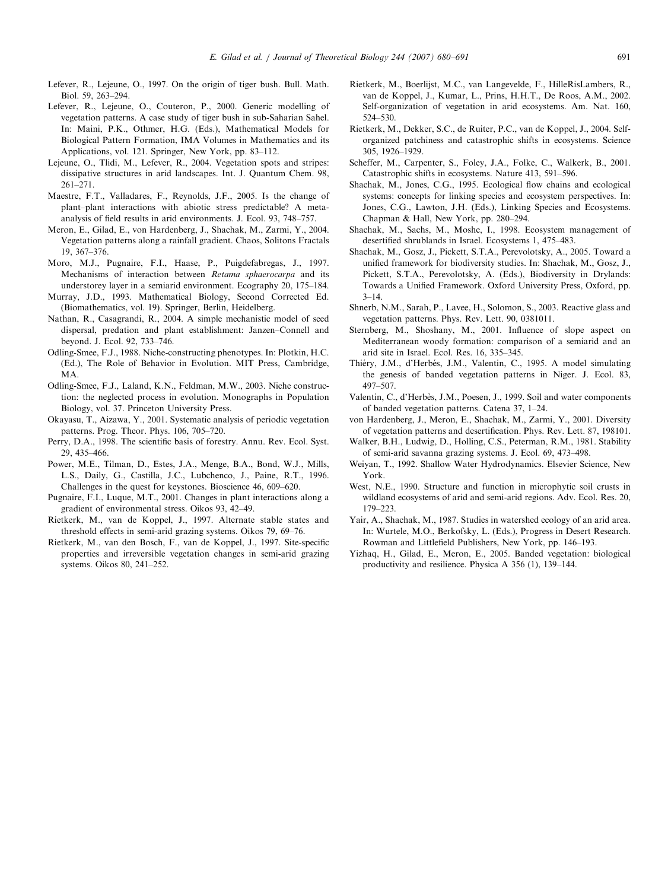Lefever, R., Lejeune, O., 1997. On the origin of tiger bush. Bull. Math. Biol. 59, 263–294.

Lefever, R., Lejeune, O., Couteron, P., 2000. Generic modelling of vegetation patterns. A case study of tiger bush in sub-Saharian Sahel. In: Maini, P.K., Othmer, H.G. (Eds.), Mathematical Models for Biological Pattern Formation, IMA Volumes in Mathematics and its Applications, vol. 121. Springer, New York, pp. 83–112.

Lejeune, O., Tlidi, M., Lefever, R., 2004. Vegetation spots and stripes: dissipative structures in arid landscapes. Int. J. Quantum Chem. 98, 261–271.

Maestre, F.T., Valladares, F., Reynolds, J.F., 2005. Is the change of plant–plant interactions with abiotic stress predictable? A meta-analysis of field results in arid environments. J. Ecol. 93, 748–757.

Meron, E., Gilad, E., von Hardenberg, J., Shachak, M., Zarmi, Y., 2004. Vegetation patterns along a rainfall gradient. Chaos, Solitons Fractals 19, 367–376.

Moro, M.J., Pugnaire, F.I., Haase, P., Puigdefabregas, J., 1997. Mechanisms of interaction between *Retama sphaerocarpa* and its understorey layer in a semiarid environment. Ecography 20, 175–184.

Murray, J.D., 1993. Mathematical Biology, Second Corrected Ed. (Biomathematics, vol. 19). Springer, Berlin, Heidelberg.

Nathan, R., Casagrandi, R., 2004. A simple mechanistic model of seed dispersal, predation and plant establishment: Janzen–Connell and beyond. J. Ecol. 92, 733–746.

Odling-Smee, F.J., 1988. Niche-constructing phenotypes. In: Plotkin, H.C. (Ed.), The Role of Behavior in Evolution. MIT Press, Cambridge, MA.

Odling-Smee, F.J., Laland, K.N., Feldman, M.W., 2003. Niche construction: the neglected process in evolution. Monographs in Population Biology, vol. 37. Princeton University Press.

Okayasu, T., Aizawa, Y., 2001. Systematic analysis of periodic vegetation patterns. Prog. Theor. Phys. 106, 705–720.

Perry, D.A., 1998. The scientific basis of forestry. Annu. Rev. Ecol. Syst. 29, 435–466.

Power, M.E., Tilman, D., Estes, J.A., Menge, B.A., Bond, W.J., Mills, L.S., Daily, G., Castilla, J.C., Lubchenco, J., Paine, R.T., 1996. Challenges in the quest for keystones. Bioscience 46, 609–620.

Pugnaire, F.I., Luque, M.T., 2001. Changes in plant interactions along a gradient of environmental stress. Oikos 93, 42–49.

Rietkerk, M., van de Koppel, J., 1997. Alternate stable states and threshold effects in semi-arid grazing systems. Oikos 79, 69–76.

Rietkerk, M., van den Bosch, F., van de Koppel, J., 1997. Site-specific properties and irreversible vegetation changes in semi-arid grazing systems. Oikos 80, 241–252.

Rietkerk, M., Boerlijst, M.C., van Langevelde, F., HilleRisLambers, R., van de Koppel, J., Kumar, L., Prins, H.H.T., De Roos, A.M., 2002. Self-organization of vegetation in arid ecosystems. Am. Nat. 160, 524–530.

Rietkerk, M., Dekker, S.C., de Ruiter, P.C., van de Koppel, J., 2004. Self-organized patchiness and catastrophic shifts in ecosystems. Science 305, 1926–1929.

Scheffer, M., Carpenter, S., Foley, J.A., Folke, C., Walkerk, B., 2001. Catastrophic shifts in ecosystems. Nature 413, 591–596.

Shachak, M., Jones, C.G., 1995. Ecological flow chains and ecological systems: concepts for linking species and ecosystem perspectives. In: Jones, C.G., Lawton, J.H. (Eds.), Linking Species and Ecosystems. Chapman & Hall, New York, pp. 280–294.

Shachak, M., Sachs, M., Moshe, I., 1998. Ecosystem management of desertified shrublands in Israel. Ecosystems 1, 475–483.

Shachak, M., Gosz, J., Pickett, S.T.A., Perevolotsky, A., 2005. Toward a unified framework for biodiversity studies. In: Shachak, M., Gosz, J., Pickett, S.T.A., Perevolotsky, A. (Eds.), Biodiversity in Drylands: Towards a Unified Framework. Oxford University Press, Oxford, pp. 3–14.

Shnerb, N.M., Sarah, P., Lavee, H., Solomon, S., 2003. Reactive glass and vegetation patterns. Phys. Rev. Lett. 90, 0381011.

Sternberg, M., Shoshany, M., 2001. Influence of slope aspect on Mediterranean woody formation: comparison of a semiarid and an arid site in Israel. Ecol. Res. 16, 335–345.

Thiéry, J.M., d'Herbés, J.M., Valentin, C., 1995. A model simulating the genesis of banded vegetation patterns in Niger. J. Ecol. 83, 497–507.

Valentin, C., d'Herbès, J.M., Poesen, J., 1999. Soil and water components of banded vegetation patterns. Catena 37, 1–24.

von Hardenberg, J., Meron, E., Shachak, M., Zarmi, Y., 2001. Diversity of vegetation patterns and desertification. Phys. Rev. Lett. 87, 198101.

Walker, B.H., Ludwig, D., Holling, C.S., Peterman, R.M., 1981. Stability of semi-arid savanna grazing systems. J. Ecol. 69, 473–498.

Weiyan, T., 1992. Shallow Water Hydrodynamics. Elsevier Science, New York.

West, N.E., 1990. Structure and function in microphytic soil crusts in wildland ecosystems of arid and semi-arid regions. Adv. Ecol. Res. 20, 179–223.

Yair, A., Shachak, M., 1987. Studies in watershed ecology of an arid area. In: Wurtele, M.O., Berkofsky, L. (Eds.), Progress in Desert Research. Rowman and Littlefield Publishers, New York, pp. 146–193.

Yizhaq, H., Gilad, E., Meron, E., 2005. Banded vegetation: biological productivity and resilience. Physica A 356 (1), 139–144.